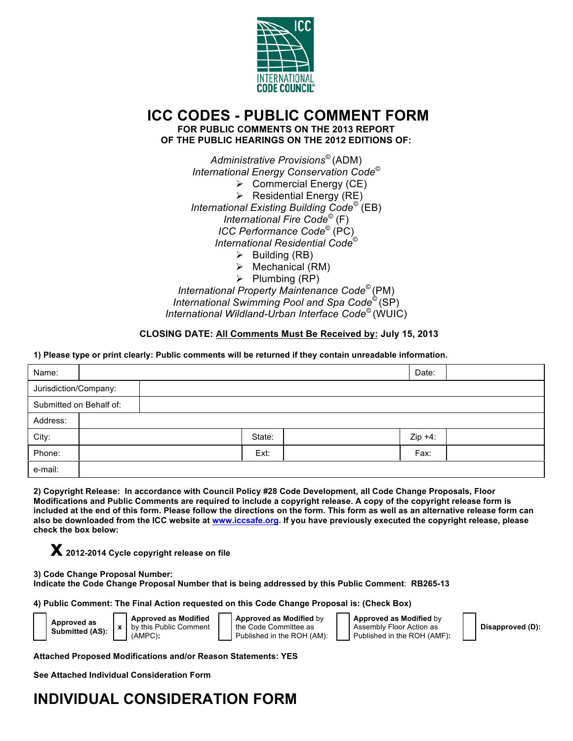# ICC CODES - PUBLIC COMMENT FORM

**FOR PUBLIC COMMENTS ON THE 2013 REPORT**
**OF THE PUBLIC HEARINGS ON THE 2012 EDITIONS OF:**

*Administrative Provisions*© (ADM)
*International Energy Conservation Code*©
- Commercial Energy (CE)
- Residential Energy (RE)

*International Existing Building Code*© (EB)
*International Fire Code*© (F)
*ICC Performance Code*© (PC)
*International Residential Code*©
- Building (RB)
- Mechanical (RM)
- Plumbing (RP)

*International Property Maintenance Code*© (PM)
*International Swimming Pool and Spa Code*© (SP)
*International Wildland-Urban Interface Code*© (WUIC)

**CLOSING DATE: All Comments Must Be Received by: July 15, 2013**

**1) Please type or print clearly: Public comments will be returned if they contain unreadable information.**

| Name: | | Date: | |
|---|---|---|---|
| Jurisdiction/Company: | | | |
| Submitted on Behalf of: | | | |
| Address: | | | |
| City: | State: | Zip +4: | |
| Phone: | Ext: | Fax: | |
| e-mail: | | | |

**2) Copyright Release: In accordance with Council Policy #28 Code Development, all Code Change Proposals, Floor Modifications and Public Comments are required to include a copyright release. A copy of the copyright release form is included at the end of this form. Please follow the directions on the form. This form as well as an alternative release form can also be downloaded from the ICC website at www.iccsafe.org. If you have previously executed the copyright release, please check the box below:**

**X 2012-2014 Cycle copyright release on file**

**3) Code Change Proposal Number:**
**Indicate the Code Change Proposal Number that is being addressed by this Public Comment: RB265-13**

**4) Public Comment: The Final Action requested on this Code Change Proposal is: (Check Box)**

| | Option |
|---|---|
| | **Approved as Submitted (AS):** |
| x | **Approved as Modified** by this Public Comment (AMPC): |
| | **Approved as Modified** by the Code Committee as Published in the ROH (AM): |
| | **Approved as Modified** by Assembly Floor Action as Published in the ROH (AMF): |
| | **Disapproved (D):** |

**Attached Proposed Modifications and/or Reason Statements: YES**

**See Attached Individual Consideration Form**

# INDIVIDUAL CONSIDERATION FORM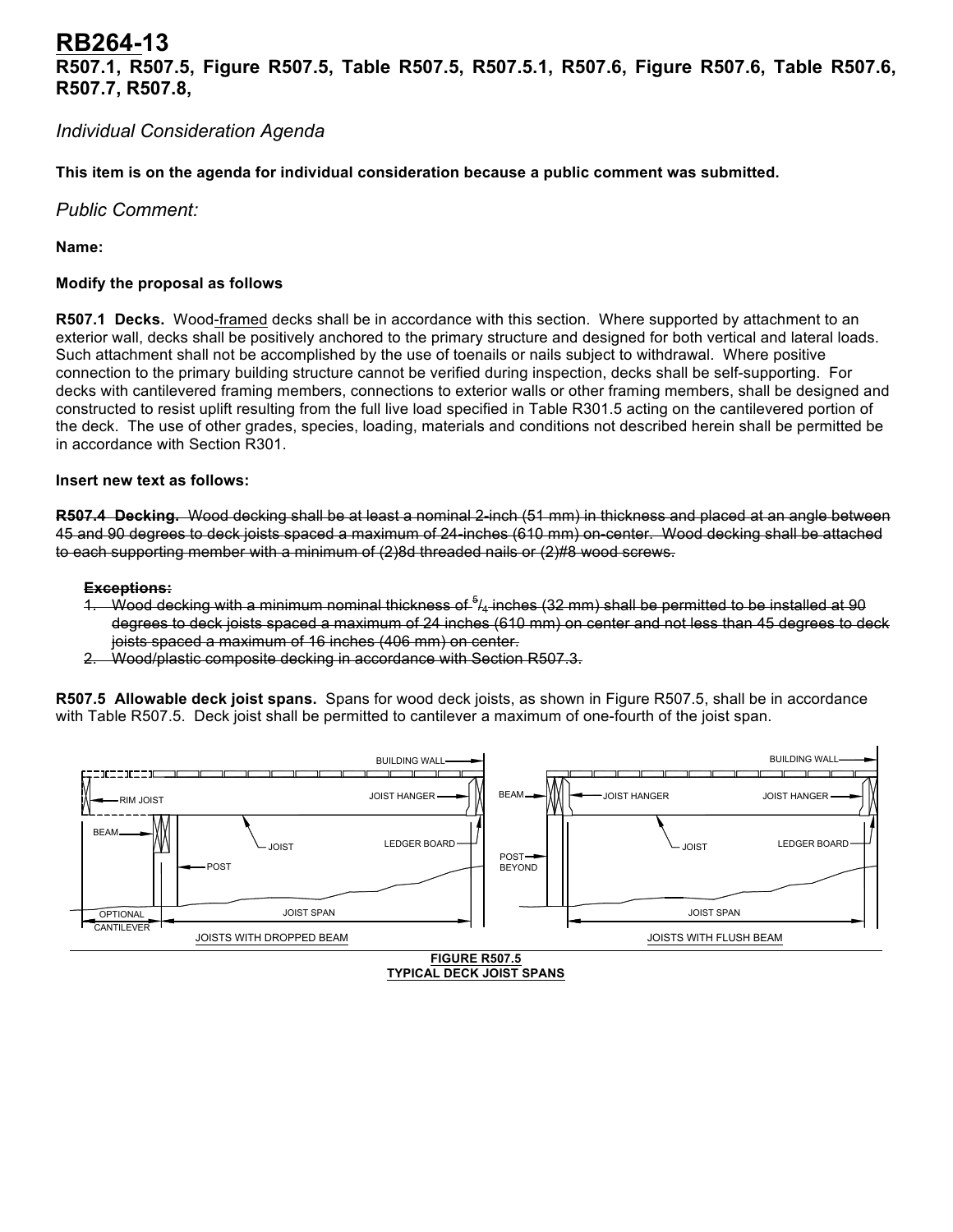# RB264-13

**R507.1, R507.5, Figure R507.5, Table R507.5, R507.5.1, R507.6, Figure R507.6, Table R507.6, R507.7, R507.8,**

*Individual Consideration Agenda*

**This item is on the agenda for individual consideration because a public comment was submitted.**

*Public Comment:*

**Name:**

**Modify the proposal as follows**

**R507.1 Decks.** Wood-framed decks shall be in accordance with this section. Where supported by attachment to an exterior wall, decks shall be positively anchored to the primary structure and designed for both vertical and lateral loads. Such attachment shall not be accomplished by the use of toenails or nails subject to withdrawal. Where positive connection to the primary building structure cannot be verified during inspection, decks shall be self-supporting. For decks with cantilevered framing members, connections to exterior walls or other framing members, shall be designed and constructed to resist uplift resulting from the full live load specified in Table R301.5 acting on the cantilevered portion of the deck. The use of other grades, species, loading, materials and conditions not described herein shall be permitted be in accordance with Section R301.

**Insert new text as follows:**

~~**R507.4 Decking.** Wood decking shall be at least a nominal 2-inch (51 mm) in thickness and placed at an angle between 45 and 90 degrees to deck joists spaced a maximum of 24-inches (610 mm) on-center. Wood decking shall be attached to each supporting member with a minimum of (2)8d threaded nails or (2)#8 wood screws.~~

~~**Exceptions:**~~

1. ~~Wood decking with a minimum nominal thickness of $^5/_4$ inches (32 mm) shall be permitted to be installed at 90 degrees to deck joists spaced a maximum of 24 inches (610 mm) on center and not less than 45 degrees to deck joists spaced a maximum of 16 inches (406 mm) on center.~~
2. ~~Wood/plastic composite decking in accordance with Section R507.3.~~

**R507.5 Allowable deck joist spans.** Spans for wood deck joists, as shown in Figure R507.5, shall be in accordance with Table R507.5. Deck joist shall be permitted to cantilever a maximum of one-fourth of the joist span.

BUILDING WALL, RIM JOIST, JOIST HANGER, BEAM, JOIST, LEDGER BOARD, POST, OPTIONAL CANTILEVER, JOIST SPAN — JOISTS WITH DROPPED BEAM

BUILDING WALL, BEAM, JOIST HANGER, POST BEYOND, JOIST, LEDGER BOARD, JOIST SPAN — JOISTS WITH FLUSH BEAM

**FIGURE R507.5**
**TYPICAL DECK JOIST SPANS**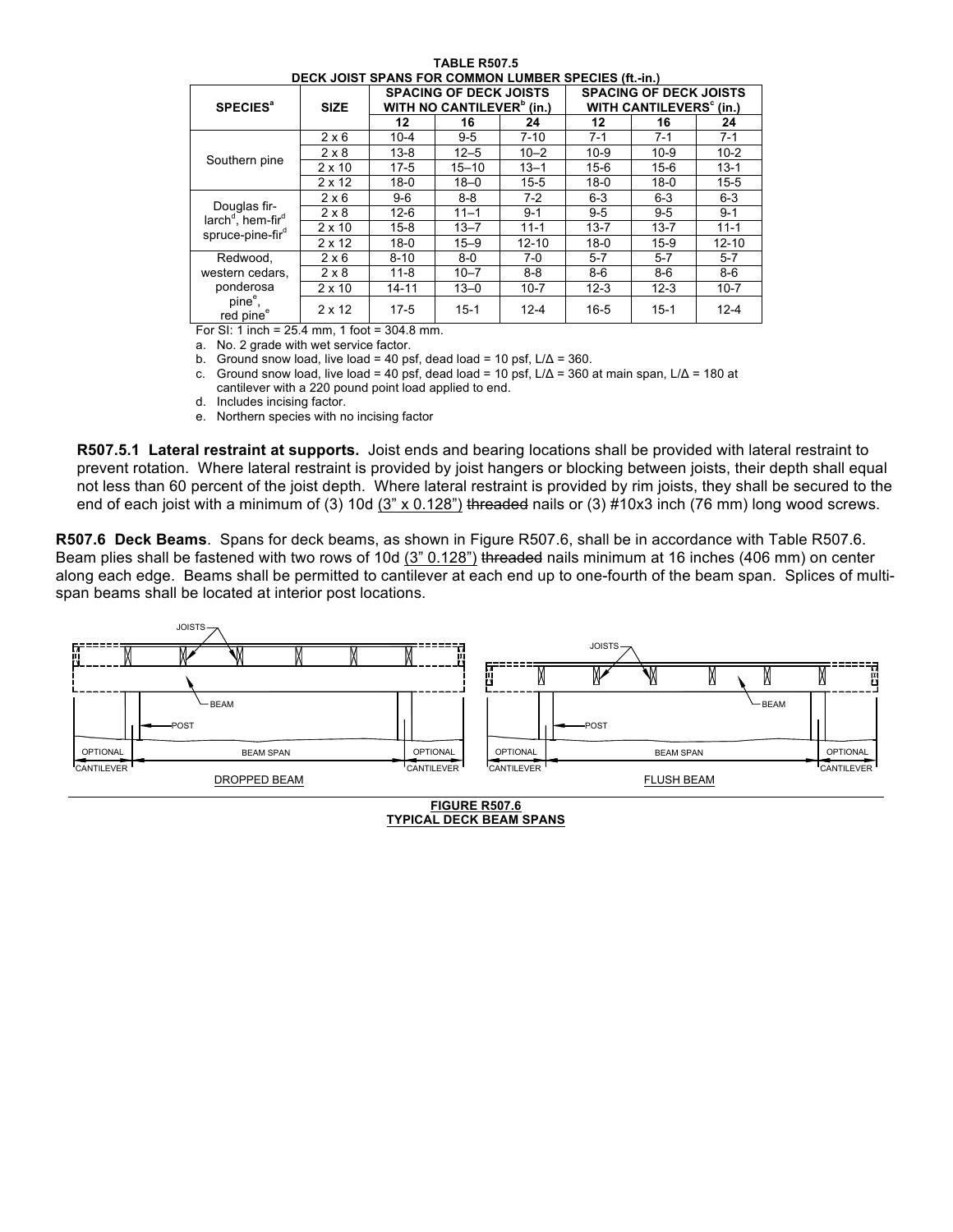**TABLE R507.5**
**DECK JOIST SPANS FOR COMMON LUMBER SPECIES (ft.-in.)**

| SPECIES[a] | SIZE | SPACING OF DECK JOISTS WITH NO CANTILEVER[b] (in.) | | | SPACING OF DECK JOISTS WITH CANTILEVERS[c] (in.) | | |
|---|---|---|---|---|---|---|---|
| | | 12 | 16 | 24 | 12 | 16 | 24 |
| Southern pine | 2 x 6 | 10-4 | 9-5 | 7-10 | 7-1 | 7-1 | 7-1 |
| | 2 x 8 | 13-8 | 12–5 | 10–2 | 10-9 | 10-9 | 10-2 |
| | 2 x 10 | 17-5 | 15–10 | 13–1 | 15-6 | 15-6 | 13-1 |
| | 2 x 12 | 18-0 | 18–0 | 15-5 | 18-0 | 18-0 | 15-5 |
| Douglas fir-larch[d], hem-fir[d] spruce-pine-fir[d] | 2 x 6 | 9-6 | 8-8 | 7-2 | 6-3 | 6-3 | 6-3 |
| | 2 x 8 | 12-6 | 11–1 | 9-1 | 9-5 | 9-5 | 9-1 |
| | 2 x 10 | 15-8 | 13–7 | 11-1 | 13-7 | 13-7 | 11-1 |
| | 2 x 12 | 18-0 | 15–9 | 12-10 | 18-0 | 15-9 | 12-10 |
| Redwood, western cedars, ponderosa pine[e], red pine[e] | 2 x 6 | 8-10 | 8-0 | 7-0 | 5-7 | 5-7 | 5-7 |
| | 2 x 8 | 11-8 | 10–7 | 8-8 | 8-6 | 8-6 | 8-6 |
| | 2 x 10 | 14-11 | 13–0 | 10-7 | 12-3 | 12-3 | 10-7 |
| | 2 x 12 | 17-5 | 15-1 | 12-4 | 16-5 | 15-1 | 12-4 |

For SI: 1 inch = 25.4 mm, 1 foot = 304.8 mm.

a. No. 2 grade with wet service factor.

b. Ground snow load, live load = 40 psf, dead load = 10 psf, L/Δ = 360.

c. Ground snow load, live load = 40 psf, dead load = 10 psf, L/Δ = 360 at main span, L/Δ = 180 at cantilever with a 220 pound point load applied to end.

d. Includes incising factor.

e. Northern species with no incising factor

**R507.5.1 Lateral restraint at supports.** Joist ends and bearing locations shall be provided with lateral restraint to prevent rotation. Where lateral restraint is provided by joist hangers or blocking between joists, their depth shall equal not less than 60 percent of the joist depth. Where lateral restraint is provided by rim joists, they shall be secured to the end of each joist with a minimum of (3) 10d <u>(3" x 0.128")</u> ~~threaded~~ nails or (3) #10x3 inch (76 mm) long wood screws.

**R507.6 Deck Beams**. Spans for deck beams, as shown in Figure R507.6, shall be in accordance with Table R507.6. Beam plies shall be fastened with two rows of 10d <u>(3" 0.128")</u> ~~threaded~~ nails minimum at 16 inches (406 mm) on center along each edge. Beams shall be permitted to cantilever at each end up to one-fourth of the beam span. Splices of multi-span beams shall be located at interior post locations.

JOISTS, BEAM, POST, OPTIONAL CANTILEVER, BEAM SPAN, OPTIONAL CANTILEVER — DROPPED BEAM

JOISTS, BEAM, POST, OPTIONAL CANTILEVER, BEAM SPAN, OPTIONAL CANTILEVER — FLUSH BEAM

**FIGURE R507.6**
**TYPICAL DECK BEAM SPANS**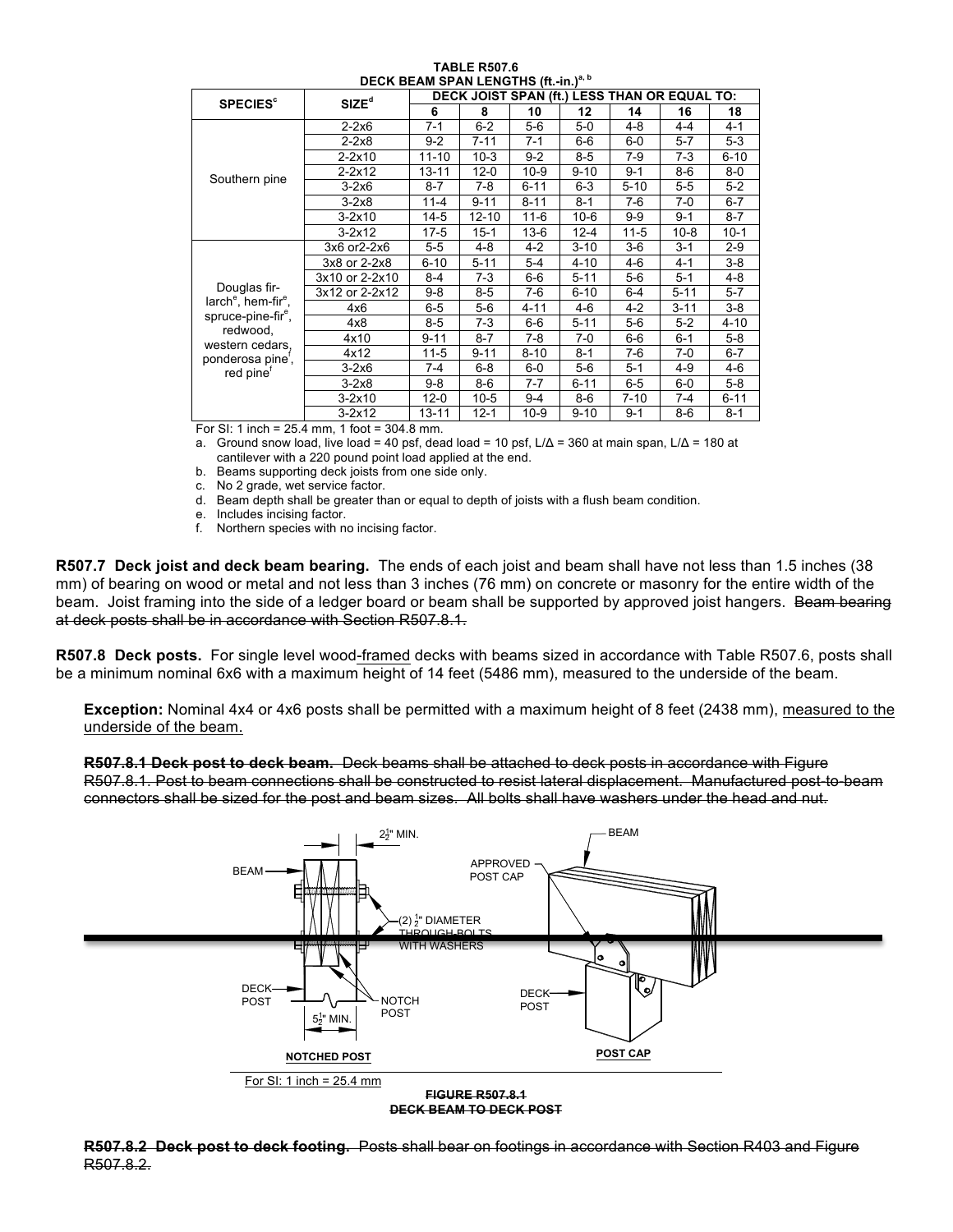**TABLE R507.6**
**DECK BEAM SPAN LENGTHS (ft.-in.)[a, b]**

| SPECIES[c] | SIZE[d] | DECK JOIST SPAN (ft.) LESS THAN OR EQUAL TO: | | | | | | |
|---|---|---|---|---|---|---|---|---|
| | | 6 | 8 | 10 | 12 | 14 | 16 | 18 |
| Southern pine | 2-2x6 | 7-1 | 6-2 | 5-6 | 5-0 | 4-8 | 4-4 | 4-1 |
| | 2-2x8 | 9-2 | 7-11 | 7-1 | 6-6 | 6-0 | 5-7 | 5-3 |
| | 2-2x10 | 11-10 | 10-3 | 9-2 | 8-5 | 7-9 | 7-3 | 6-10 |
| | 2-2x12 | 13-11 | 12-0 | 10-9 | 9-10 | 9-1 | 8-6 | 8-0 |
| | 3-2x6 | 8-7 | 7-8 | 6-11 | 6-3 | 5-10 | 5-5 | 5-2 |
| | 3-2x8 | 11-4 | 9-11 | 8-11 | 8-1 | 7-6 | 7-0 | 6-7 |
| | 3-2x10 | 14-5 | 12-10 | 11-6 | 10-6 | 9-9 | 9-1 | 8-7 |
| | 3-2x12 | 17-5 | 15-1 | 13-6 | 12-4 | 11-5 | 10-8 | 10-1 |
| Douglas fir-larch[e], hem-fir[e], spruce-pine-fir[e], redwood, western cedars, ponderosa pine[f], red pine[f] | 3x6 or2-2x6 | 5-5 | 4-8 | 4-2 | 3-10 | 3-6 | 3-1 | 2-9 |
| | 3x8 or 2-2x8 | 6-10 | 5-11 | 5-4 | 4-10 | 4-6 | 4-1 | 3-8 |
| | 3x10 or 2-2x10 | 8-4 | 7-3 | 6-6 | 5-11 | 5-6 | 5-1 | 4-8 |
| | 3x12 or 2-2x12 | 9-8 | 8-5 | 7-6 | 6-10 | 6-4 | 5-11 | 5-7 |
| | 4x6 | 6-5 | 5-6 | 4-11 | 4-6 | 4-2 | 3-11 | 3-8 |
| | 4x8 | 8-5 | 7-3 | 6-6 | 5-11 | 5-6 | 5-2 | 4-10 |
| | 4x10 | 9-11 | 8-7 | 7-8 | 7-0 | 6-6 | 6-1 | 5-8 |
| | 4x12 | 11-5 | 9-11 | 8-10 | 8-1 | 7-6 | 7-0 | 6-7 |
| | 3-2x6 | 7-4 | 6-8 | 6-0 | 5-6 | 5-1 | 4-9 | 4-6 |
| | 3-2x8 | 9-8 | 8-6 | 7-7 | 6-11 | 6-5 | 6-0 | 5-8 |
| | 3-2x10 | 12-0 | 10-5 | 9-4 | 8-6 | 7-10 | 7-4 | 6-11 |
| | 3-2x12 | 13-11 | 12-1 | 10-9 | 9-10 | 9-1 | 8-6 | 8-1 |

For SI: 1 inch = 25.4 mm, 1 foot = 304.8 mm.

a. Ground snow load, live load = 40 psf, dead load = 10 psf, L/Δ = 360 at main span, L/Δ = 180 at cantilever with a 220 pound point load applied at the end.
b. Beams supporting deck joists from one side only.
c. No 2 grade, wet service factor.
d. Beam depth shall be greater than or equal to depth of joists with a flush beam condition.
e. Includes incising factor.
f. Northern species with no incising factor.

**R507.7 Deck joist and deck beam bearing.** The ends of each joist and beam shall have not less than 1.5 inches (38 mm) of bearing on wood or metal and not less than 3 inches (76 mm) on concrete or masonry for the entire width of the beam. Joist framing into the side of a ledger board or beam shall be supported by approved joist hangers. ~~Beam bearing at deck posts shall be in accordance with Section R507.8.1.~~

**R507.8 Deck posts.** For single level wood-framed decks with beams sized in accordance with Table R507.6, posts shall be a minimum nominal 6x6 with a maximum height of 14 feet (5486 mm), measured to the underside of the beam.

**Exception:** Nominal 4x4 or 4x6 posts shall be permitted with a maximum height of 8 feet (2438 mm), measured to the underside of the beam.

~~**R507.8.1 Deck post to deck beam.** Deck beams shall be attached to deck posts in accordance with Figure R507.8.1. Post to beam connections shall be constructed to resist lateral displacement. Manufactured post-to-beam connectors shall be sized for the post and beam sizes. All bolts shall have washers under the head and nut.~~

$2\frac{1}{2}$" MIN. BEAM (2) $\frac{1}{2}$" DIAMETER THROUGH-BOLTS WITH WASHERS DECK POST NOTCH POST $5\frac{1}{2}$" MIN. **NOTCHED POST** APPROVED POST CAP BEAM DECK POST **POST CAP**

For SI: 1 inch = 25.4 mm

~~**FIGURE R507.8.1**~~
~~**DECK BEAM TO DECK POST**~~

~~**R507.8.2 Deck post to deck footing.** Posts shall bear on footings in accordance with Section R403 and Figure R507.8.2.~~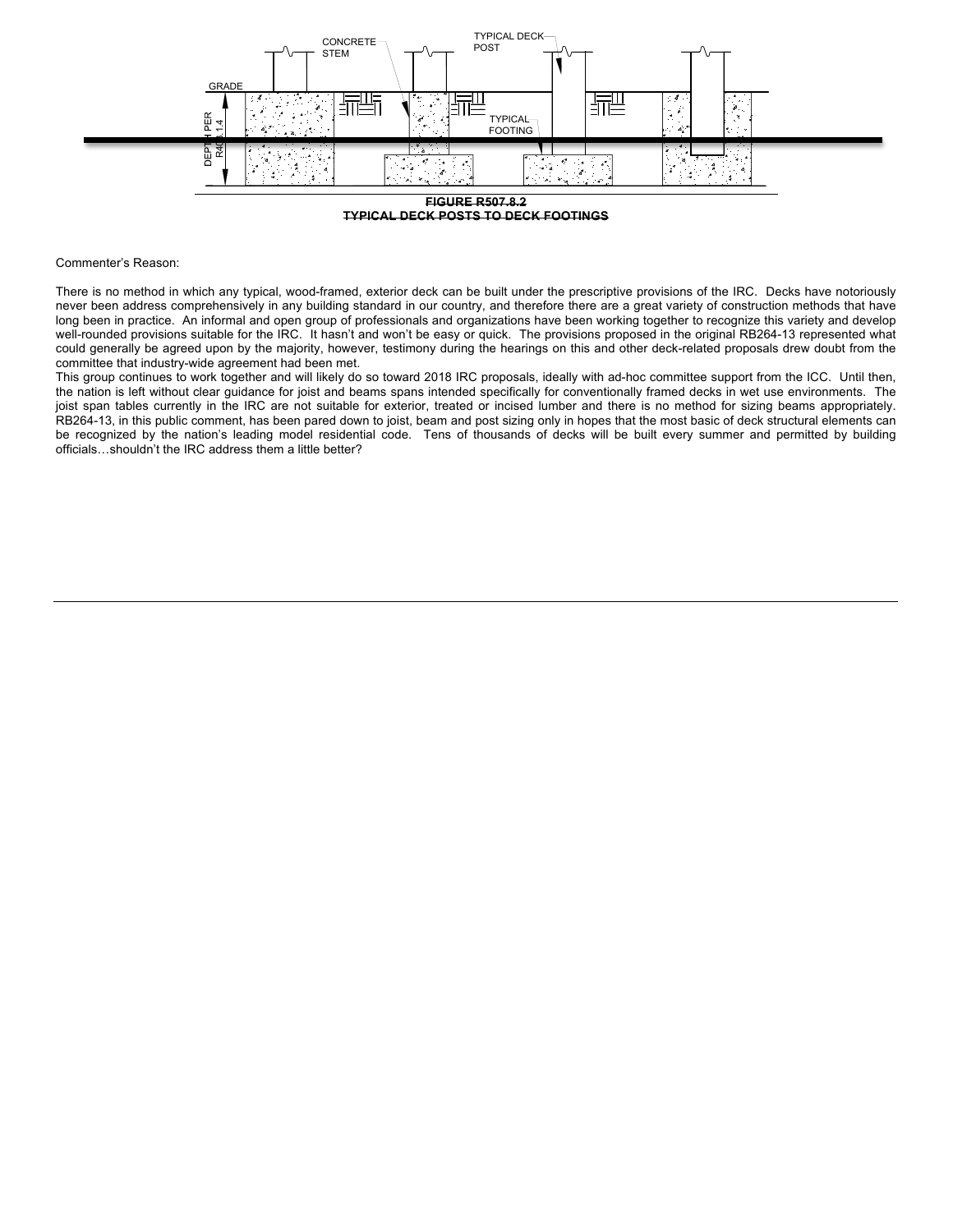CONCRETE STEM

TYPICAL DECK POST

GRADE

DEPTH PER R403.1.4

TYPICAL FOOTING

~~**FIGURE R507.8.2**~~
~~**TYPICAL DECK POSTS TO DECK FOOTINGS**~~

Commenter's Reason:

There is no method in which any typical, wood-framed, exterior deck can be built under the prescriptive provisions of the IRC. Decks have notoriously never been address comprehensively in any building standard in our country, and therefore there are a great variety of construction methods that have long been in practice. An informal and open group of professionals and organizations have been working together to recognize this variety and develop well-rounded provisions suitable for the IRC. It hasn't and won't be easy or quick. The provisions proposed in the original RB264-13 represented what could generally be agreed upon by the majority, however, testimony during the hearings on this and other deck-related proposals drew doubt from the committee that industry-wide agreement had been met.

This group continues to work together and will likely do so toward 2018 IRC proposals, ideally with ad-hoc committee support from the ICC. Until then, the nation is left without clear guidance for joist and beams spans intended specifically for conventionally framed decks in wet use environments. The joist span tables currently in the IRC are not suitable for exterior, treated or incised lumber and there is no method for sizing beams appropriately. RB264-13, in this public comment, has been pared down to joist, beam and post sizing only in hopes that the most basic of deck structural elements can be recognized by the nation's leading model residential code. Tens of thousands of decks will be built every summer and permitted by building officials…shouldn't the IRC address them a little better?